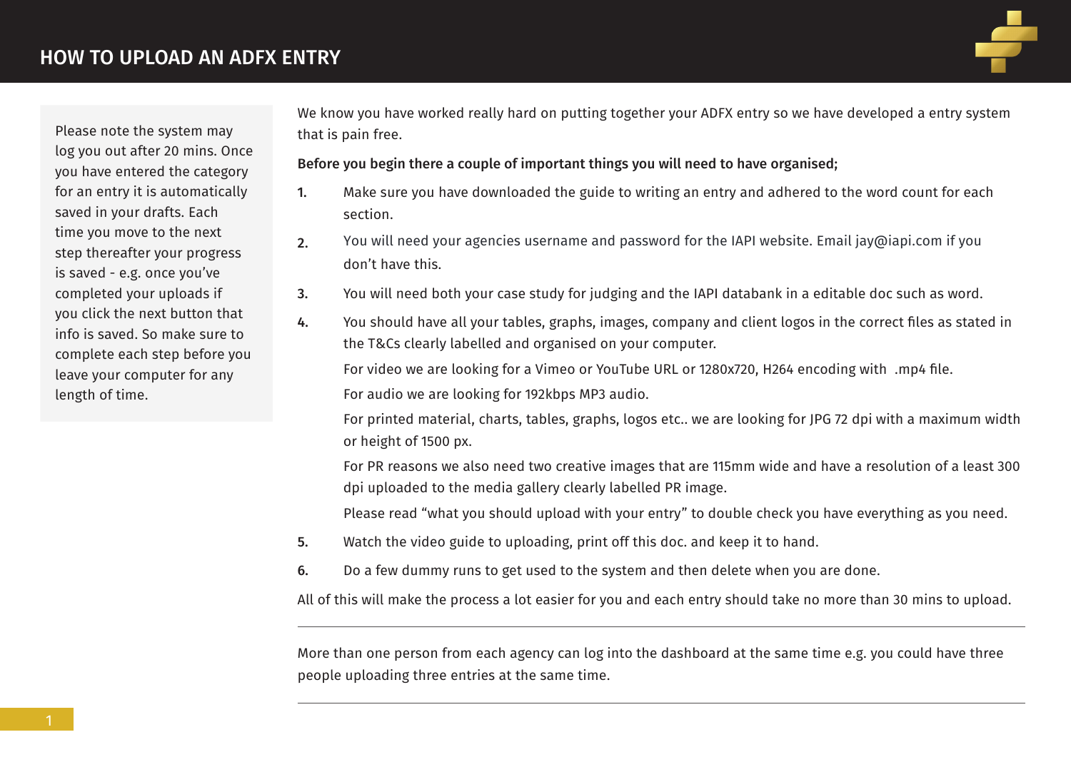# HOW TO UPLOAD AN ADFX ENTRY

Please note the system may log you out after 20 mins. Once you have entered the category for an entry it is automatically saved in your drafts. Each time you move to the next step thereafter your progress is saved - e.g. once you've completed your uploads if you click the next button that info is saved. So make sure to complete each step before you leave your computer for any length of time.

We know you have worked really hard on putting together your ADFX entry so we have developed a entry system that is pain free.

**Before you begin there a couple of important things you will need to have organised;**

1. Make sure you have downloaded the guide to writing an entry and adhered to the word count for each section.
2. You will need your agencies username and password for the IAPI website. Email jay@iapi.com if you don't have this.
3. You will need both your case study for judging and the IAPI databank in a editable doc such as word.
4. You should have all your tables, graphs, images, company and client logos in the correct files as stated in the T&Cs clearly labelled and organised on your computer.

   For video we are looking for a Vimeo or YouTube URL or 1280x720, H264 encoding with .mp4 file.

   For audio we are looking for 192kbps MP3 audio.

   For printed material, charts, tables, graphs, logos etc.. we are looking for JPG 72 dpi with a maximum width or height of 1500 px.

   For PR reasons we also need two creative images that are 115mm wide and have a resolution of a least 300 dpi uploaded to the media gallery clearly labelled PR image.

   Please read "what you should upload with your entry" to double check you have everything as you need.
5. Watch the video guide to uploading, print off this doc. and keep it to hand.
6. Do a few dummy runs to get used to the system and then delete when you are done.

All of this will make the process a lot easier for you and each entry should take no more than 30 mins to upload.

---

More than one person from each agency can log into the dashboard at the same time e.g. you could have three people uploading three entries at the same time.

---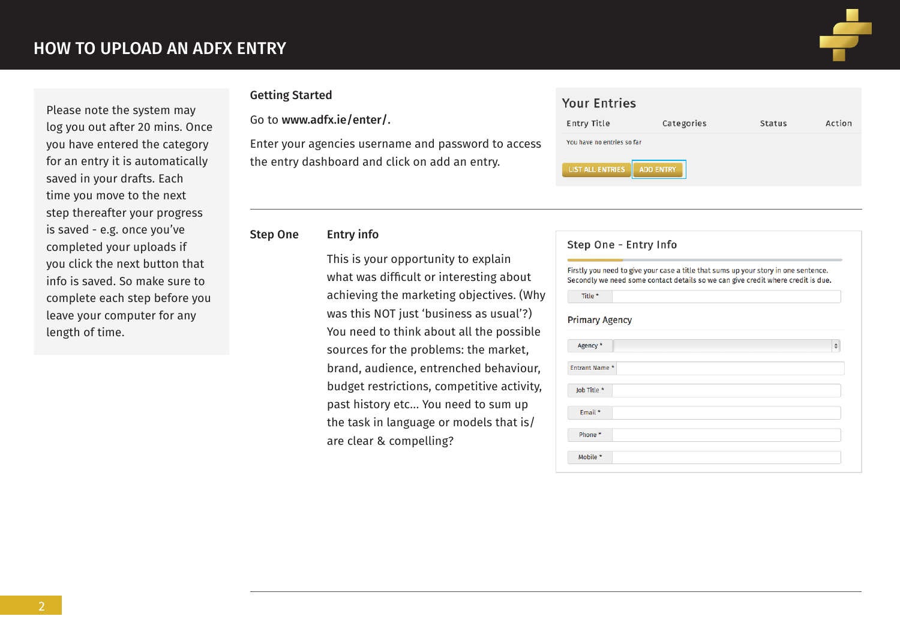# HOW TO UPLOAD AN ADFX ENTRY

Please note the system may log you out after 20 mins. Once you have entered the category for an entry it is automatically saved in your drafts. Each time you move to the next step thereafter your progress is saved - e.g. once you've completed your uploads if you click the next button that info is saved. So make sure to complete each step before you leave your computer for any length of time.

## Getting Started

Go to **www.adfx.ie/enter/**.

Enter your agencies username and password to access the entry dashboard and click on add an entry.

**Your Entries**

| Entry Title | Categories | Status | Action |
|---|---|---|---|
| You have no entries so far | | | |

LIST ALL ENTRIES   ADD ENTRY

---

## Step One — Entry info

This is your opportunity to explain what was difficult or interesting about achieving the marketing objectives. (Why was this NOT just 'business as usual'?) You need to think about all the possible sources for the problems: the market, brand, audience, entrenched behaviour, budget restrictions, competitive activity, past history etc... You need to sum up the task in language or models that is/are clear & compelling?

**Step One - Entry Info**

Firstly you need to give your case a title that sums up your story in one sentence.
Secondly we need some contact details so we can give credit where credit is due.

Title *

**Primary Agency**

Agency *

Entrant Name *

Job Title *

Email *

Phone *

Mobile *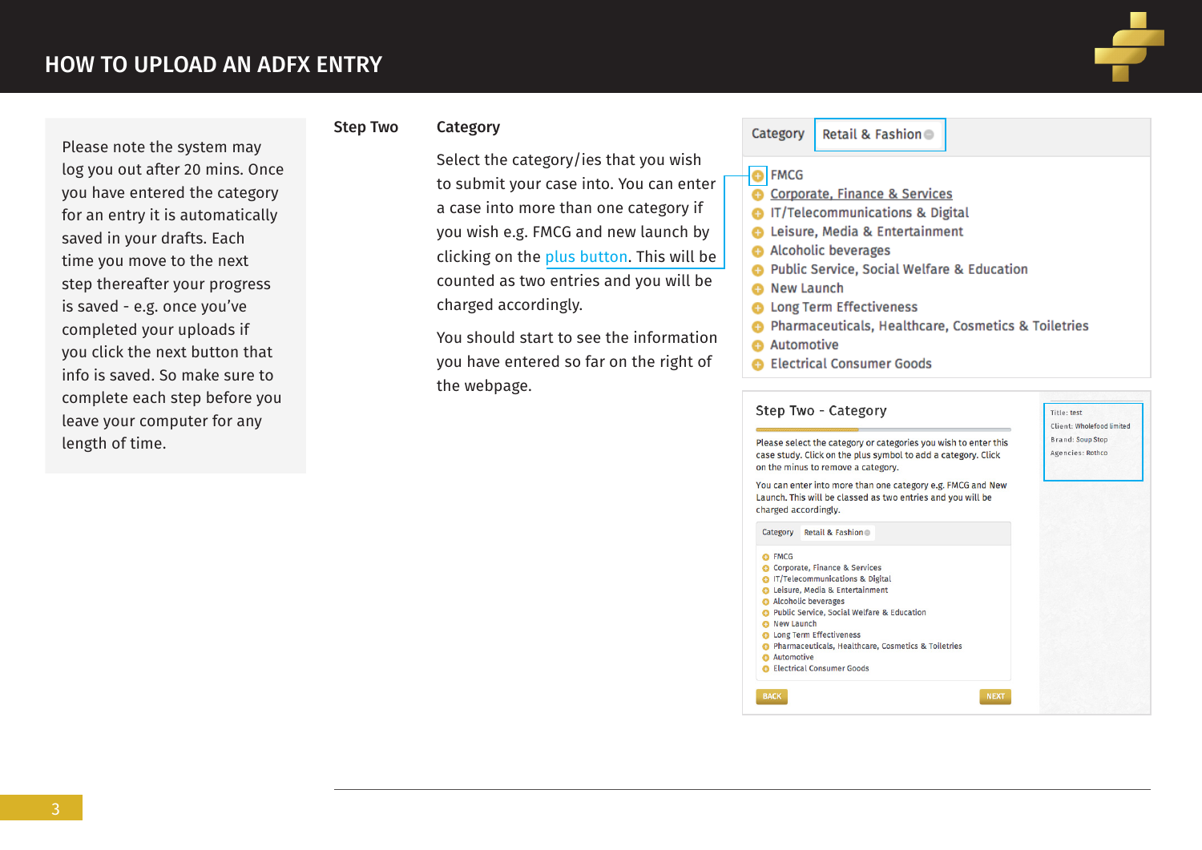# HOW TO UPLOAD AN ADFX ENTRY

Please note the system may log you out after 20 mins. Once you have entered the category for an entry it is automatically saved in your drafts. Each time you move to the next step thereafter your progress is saved - e.g. once you've completed your uploads if you click the next button that info is saved. So make sure to complete each step before you leave your computer for any length of time.

## Step Two

### Category

Select the category/ies that you wish to submit your case into. You can enter a case into more than one category if you wish e.g. FMCG and new launch by clicking on the plus button. This will be counted as two entries and you will be charged accordingly.

You should start to see the information you have entered so far on the right of the webpage.

Category | Retail & Fashion

- FMCG
- Corporate, Finance & Services
- IT/Telecommunications & Digital
- Leisure, Media & Entertainment
- Alcoholic beverages
- Public Service, Social Welfare & Education
- New Launch
- Long Term Effectiveness
- Pharmaceuticals, Healthcare, Cosmetics & Toiletries
- Automotive
- Electrical Consumer Goods

**Step Two - Category**

Please select the category or categories you wish to enter this case study. Click on the plus symbol to add a category. Click on the minus to remove a category.

You can enter into more than one category e.g. FMCG and New Launch. This will be classed as two entries and you will be charged accordingly.

Category | Retail & Fashion

- FMCG
- Corporate, Finance & Services
- IT/Telecommunications & Digital
- Leisure, Media & Entertainment
- Alcoholic beverages
- Public Service, Social Welfare & Education
- New Launch
- Long Term Effectiveness
- Pharmaceuticals, Healthcare, Cosmetics & Toiletries
- Automotive
- Electrical Consumer Goods

BACK | NEXT

Title: test
Client: Wholefood limited
Brand: Soup Stop
Agencies: Rothco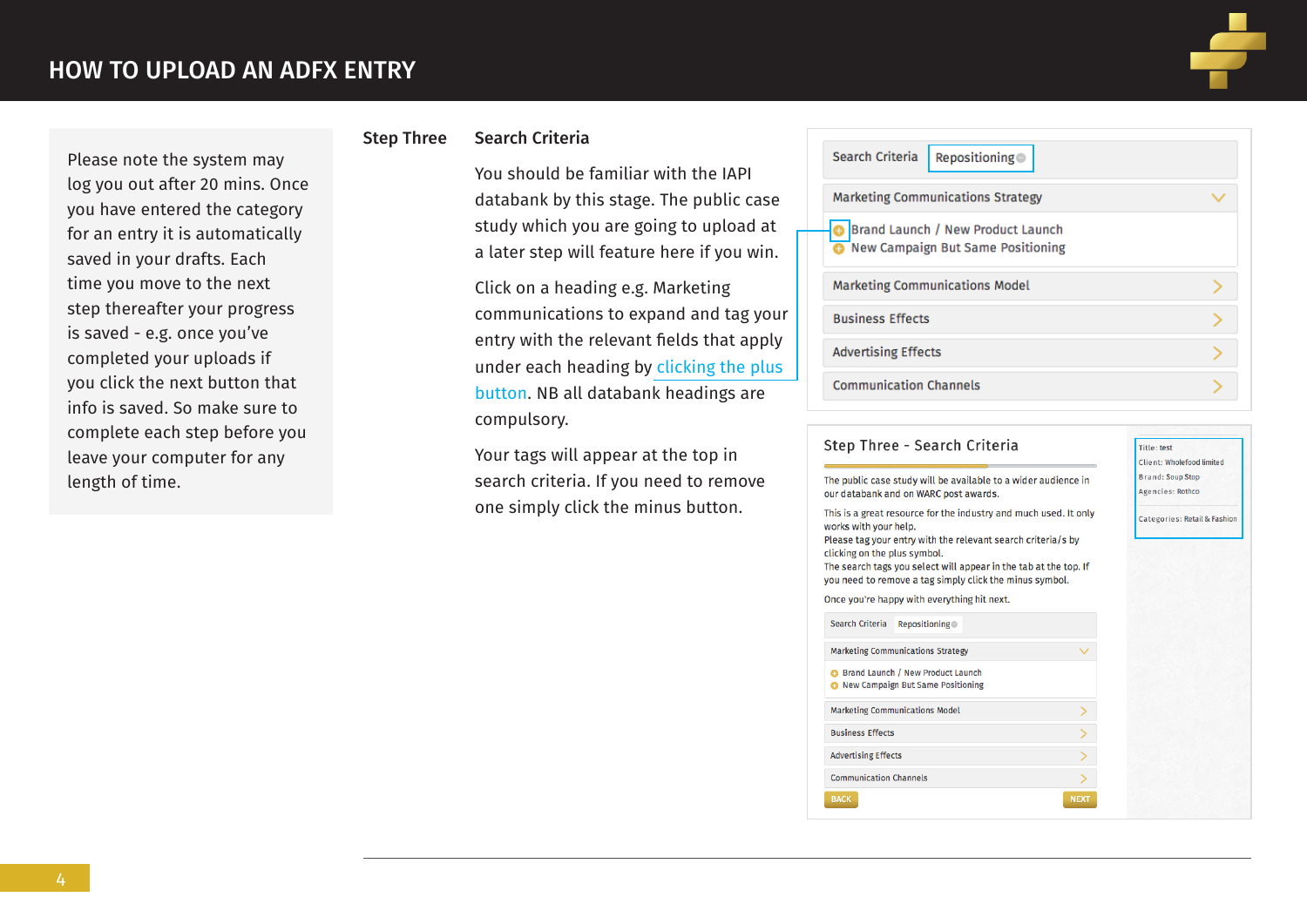# HOW TO UPLOAD AN ADFX ENTRY

Please note the system may log you out after 20 mins. Once you have entered the category for an entry it is automatically saved in your drafts. Each time you move to the next step thereafter your progress is saved - e.g. once you've completed your uploads if you click the next button that info is saved. So make sure to complete each step before you leave your computer for any length of time.

## Step Three — Search Criteria

You should be familiar with the IAPI databank by this stage. The public case study which you are going to upload at a later step will feature here if you win.

Click on a heading e.g. Marketing communications to expand and tag your entry with the relevant fields that apply under each heading by clicking the plus button. NB all databank headings are compulsory.

Your tags will appear at the top in search criteria. If you need to remove one simply click the minus button.

Search Criteria | Repositioning

Marketing Communications Strategy
- Brand Launch / New Product Launch
- New Campaign But Same Positioning

Marketing Communications Model

Business Effects

Advertising Effects

Communication Channels

**Step Three - Search Criteria**

The public case study will be available to a wider audience in our databank and on WARC post awards.

This is a great resource for the industry and much used. It only works with your help.
Please tag your entry with the relevant search criteria/s by clicking on the plus symbol.
The search tags you select will appear in the tab at the top. If you need to remove a tag simply click the minus symbol.

Once you're happy with everything hit next.

Search Criteria | Repositioning

Marketing Communications Strategy
- Brand Launch / New Product Launch
- New Campaign But Same Positioning

Marketing Communications Model

Business Effects

Advertising Effects

Communication Channels

BACK | NEXT

Title: test
Client: Wholefood limited
Brand: Soup Stop
Agencies: Rothco

Categories: Retail & Fashion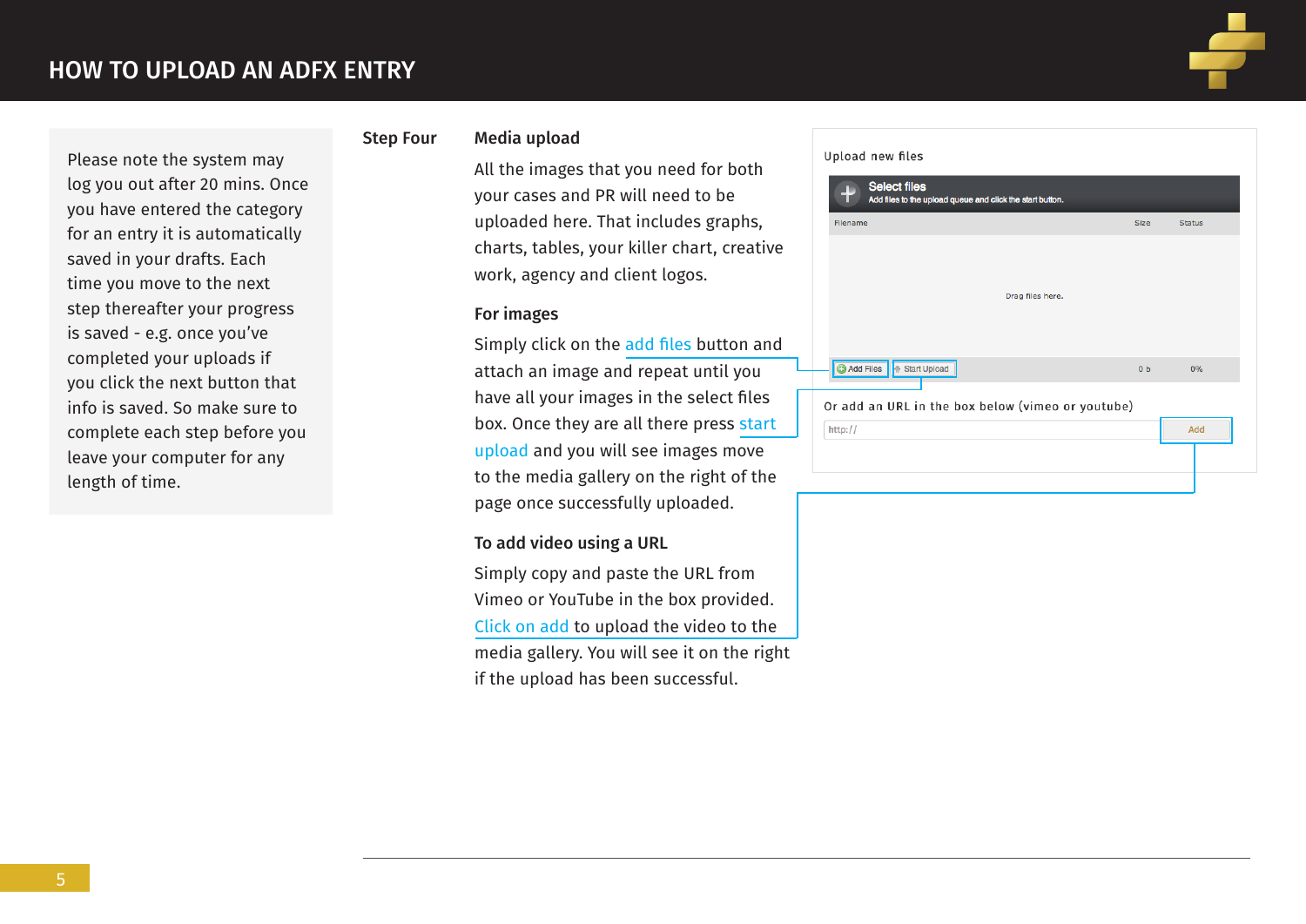# HOW TO UPLOAD AN ADFX ENTRY

Please note the system may log you out after 20 mins. Once you have entered the category for an entry it is automatically saved in your drafts. Each time you move to the next step thereafter your progress is saved - e.g. once you've completed your uploads if you click the next button that info is saved. So make sure to complete each step before you leave your computer for any length of time.

## Step Four

### Media upload

All the images that you need for both your cases and PR will need to be uploaded here. That includes graphs, charts, tables, your killer chart, creative work, agency and client logos.

### For images

Simply click on the add files button and attach an image and repeat until you have all your images in the select files box. Once they are all there press start upload and you will see images move to the media gallery on the right of the page once successfully uploaded.

### To add video using a URL

Simply copy and paste the URL from Vimeo or YouTube in the box provided. Click on add to upload the video to the media gallery. You will see it on the right if the upload has been successful.

Upload new files

**Select files**
Add files to the upload queue and click the start button.

| Filename | Size | Status |
|---|---|---|
| Drag files here. | | |
| Add Files / Start Upload | 0 b | 0% |

Or add an URL in the box below (vimeo or youtube)

http:// [Add]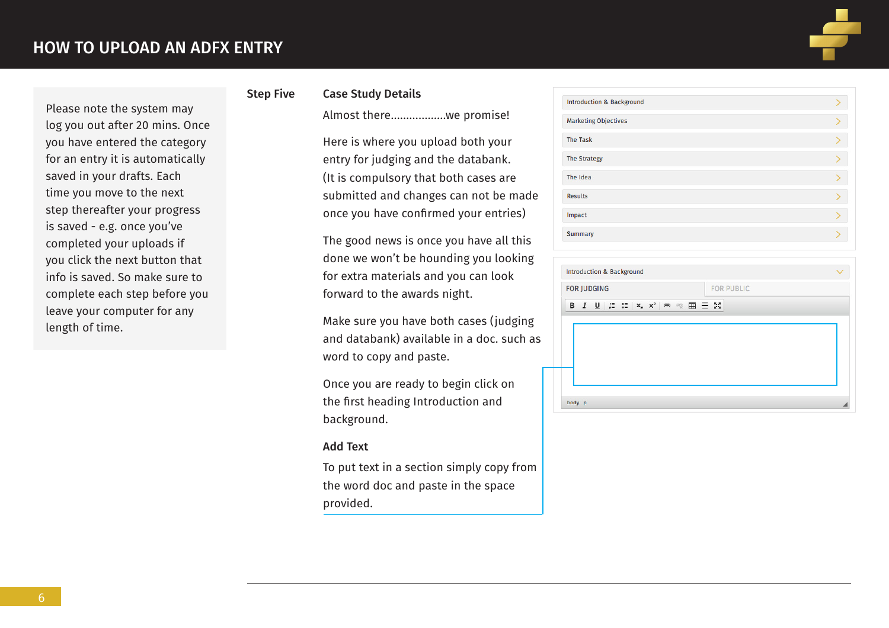# HOW TO UPLOAD AN ADFX ENTRY

Please note the system may log you out after 20 mins. Once you have entered the category for an entry it is automatically saved in your drafts. Each time you move to the next step thereafter your progress is saved - e.g. once you've completed your uploads if you click the next button that info is saved. So make sure to complete each step before you leave your computer for any length of time.

## Step Five

### Case Study Details

Almost there..................we promise!

Here is where you upload both your entry for judging and the databank. (It is compulsory that both cases are submitted and changes can not be made once you have confirmed your entries)

The good news is once you have all this done we won't be hounding you looking for extra materials and you can look forward to the awards night.

Make sure you have both cases (judging and databank) available in a doc. such as word to copy and paste.

Once you are ready to begin click on the first heading Introduction and background.

### Add Text

To put text in a section simply copy from the word doc and paste in the space provided.

- Introduction & Background
- Marketing Objectives
- The Task
- The Strategy
- The Idea
- Results
- Impact
- Summary

Introduction & Background

FOR JUDGING | FOR PUBLIC

body p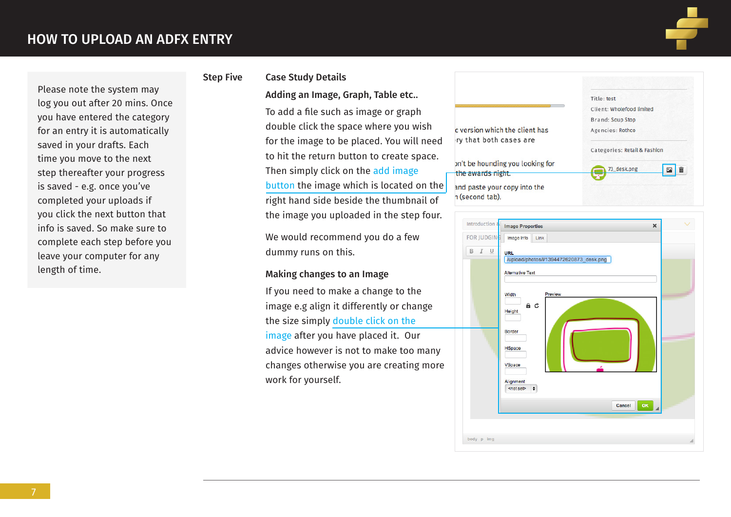# HOW TO UPLOAD AN ADFX ENTRY

Please note the system may log you out after 20 mins. Once you have entered the category for an entry it is automatically saved in your drafts. Each time you move to the next step thereafter your progress is saved - e.g. once you've completed your uploads if you click the next button that info is saved. So make sure to complete each step before you leave your computer for any length of time.

## Step Five

### Case Study Details

**Adding an Image, Graph, Table etc..**

To add a file such as image or graph double click the space where you wish for the image to be placed. You will need to hit the return button to create space. Then simply click on the add image button the image which is located on the right hand side beside the thumbnail of the image you uploaded in the step four.

We would recommend you do a few dummy runs on this.

**Making changes to an Image**

If you need to make a change to the image e.g align it differently or change the size simply double click on the image after you have placed it. Our advice however is not to make too many changes otherwise you are creating more work for yourself.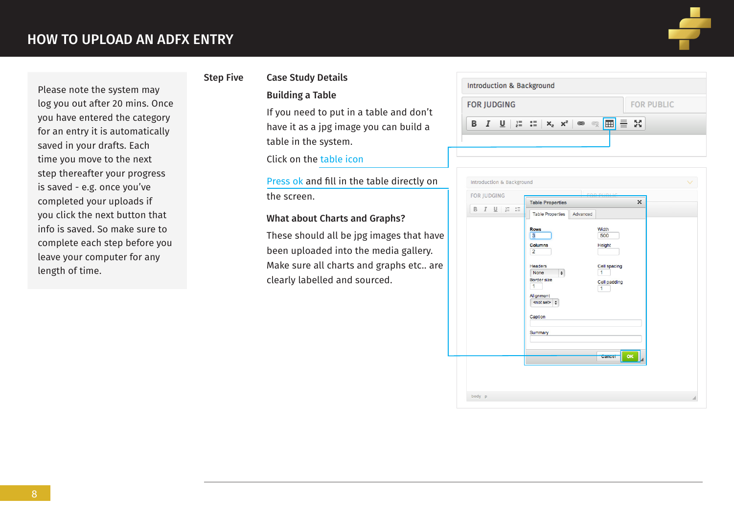# HOW TO UPLOAD AN ADFX ENTRY

Please note the system may log you out after 20 mins. Once you have entered the category for an entry it is automatically saved in your drafts. Each time you move to the next step thereafter your progress is saved - e.g. once you've completed your uploads if you click the next button that info is saved. So make sure to complete each step before you leave your computer for any length of time.

**Step Five**

## Case Study Details

### Building a Table

If you need to put in a table and don't have it as a jpg image you can build a table in the system.

Click on the table icon

Press ok and fill in the table directly on the screen.

### What about Charts and Graphs?

These should all be jpg images that have been uploaded into the media gallery. Make sure all charts and graphs etc.. are clearly labelled and sourced.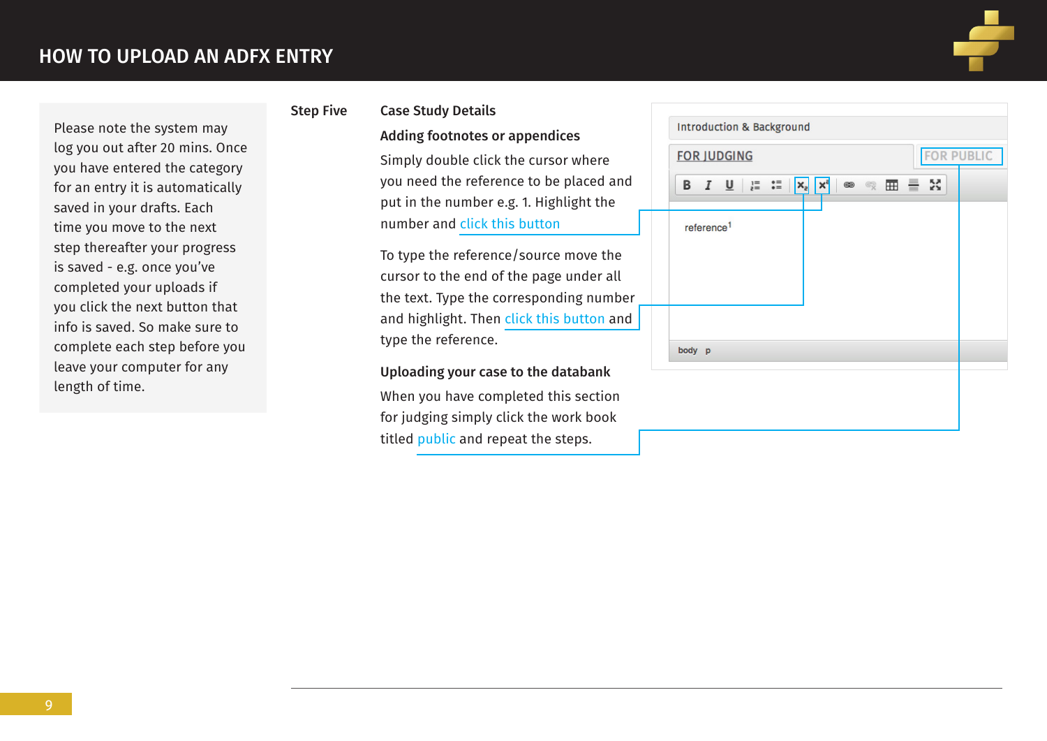# HOW TO UPLOAD AN ADFX ENTRY

Please note the system may log you out after 20 mins. Once you have entered the category for an entry it is automatically saved in your drafts. Each time you move to the next step thereafter your progress is saved - e.g. once you've completed your uploads if you click the next button that info is saved. So make sure to complete each step before you leave your computer for any length of time.

## Step Five

### Case Study Details

**Adding footnotes or appendices**

Simply double click the cursor where you need the reference to be placed and put in the number e.g. 1. Highlight the number and click this button

To type the reference/source move the cursor to the end of the page under all the text. Type the corresponding number and highlight. Then click this button and type the reference.

**Uploading your case to the databank**

When you have completed this section for judging simply click the work book titled public and repeat the steps.

Introduction & Background

FOR JUDGING | FOR PUBLIC

reference[1]

body p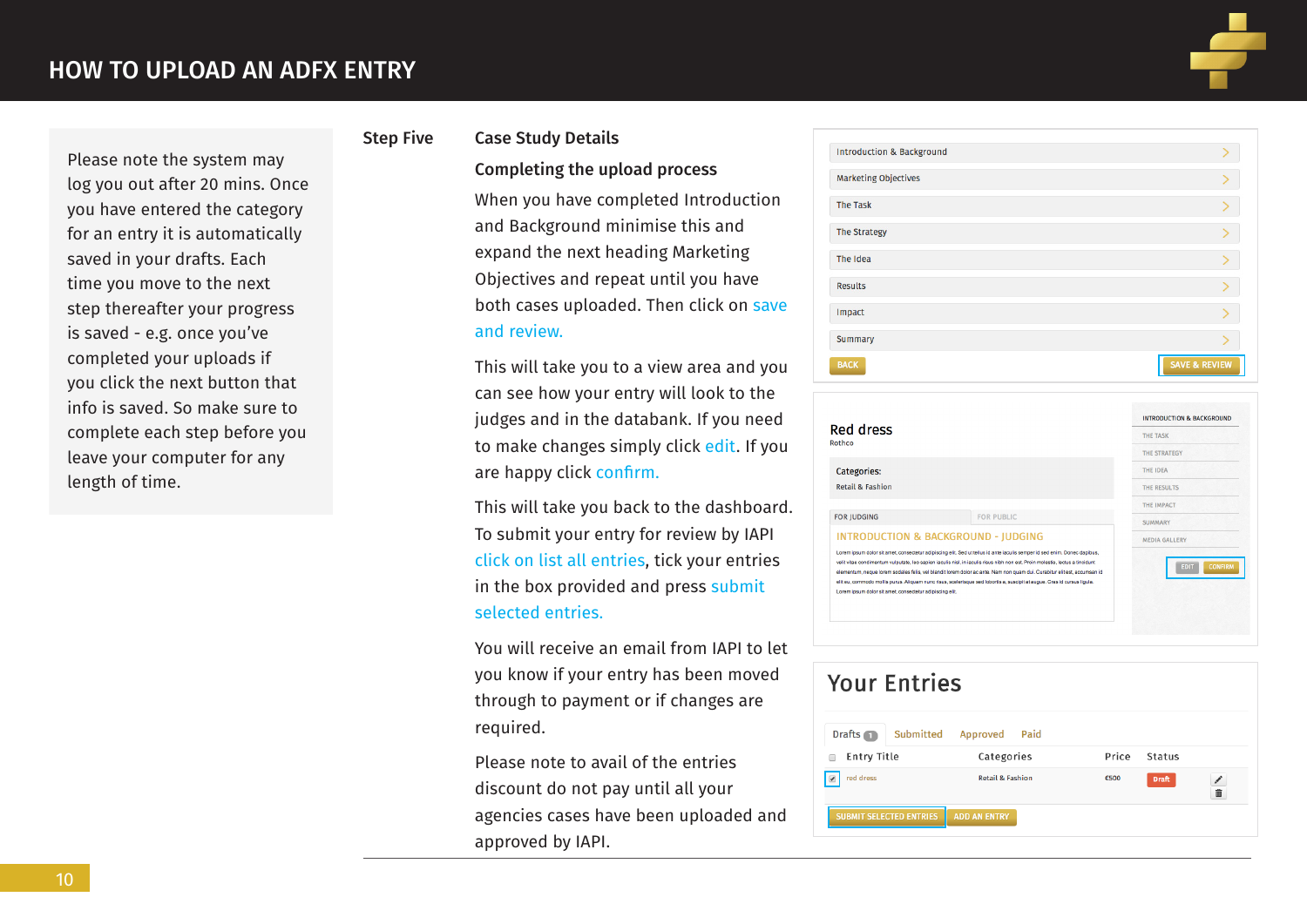# HOW TO UPLOAD AN ADFX ENTRY

Please note the system may log you out after 20 mins. Once you have entered the category for an entry it is automatically saved in your drafts. Each time you move to the next step thereafter your progress is saved - e.g. once you've completed your uploads if you click the next button that info is saved. So make sure to complete each step before you leave your computer for any length of time.

## Step Five

### Case Study Details

**Completing the upload process**

When you have completed Introduction and Background minimise this and expand the next heading Marketing Objectives and repeat until you have both cases uploaded. Then click on save and review.

This will take you to a view area and you can see how your entry will look to the judges and in the databank. If you need to make changes simply click edit. If you are happy click confirm.

This will take you back to the dashboard. To submit your entry for review by IAPI click on list all entries, tick your entries in the box provided and press submit selected entries.

You will receive an email from IAPI to let you know if your entry has been moved through to payment or if changes are required.

Please note to avail of the entries discount do not pay until all your agencies cases have been uploaded and approved by IAPI.

Introduction & Background
Marketing Objectives
The Task
The Strategy
The Idea
Results
Impact
Summary
BACK
SAVE & REVIEW

Red dress
Rothco
Categories:
Retail & Fashion
FOR JUDGING
FOR PUBLIC
INTRODUCTION & BACKGROUND - JUDGING
INTRODUCTION & BACKGROUND
THE TASK
THE STRATEGY
THE IDEA
THE RESULTS
THE IMPACT
SUMMARY
MEDIA GALLERY
EDIT
CONFIRM

Your Entries

Drafts 1
Submitted
Approved
Paid

| Entry Title | Categories | Price | Status |
|---|---|---|---|
| red dress | Retail & Fashion | €500 | Draft |

SUBMIT SELECTED ENTRIES
ADD AN ENTRY